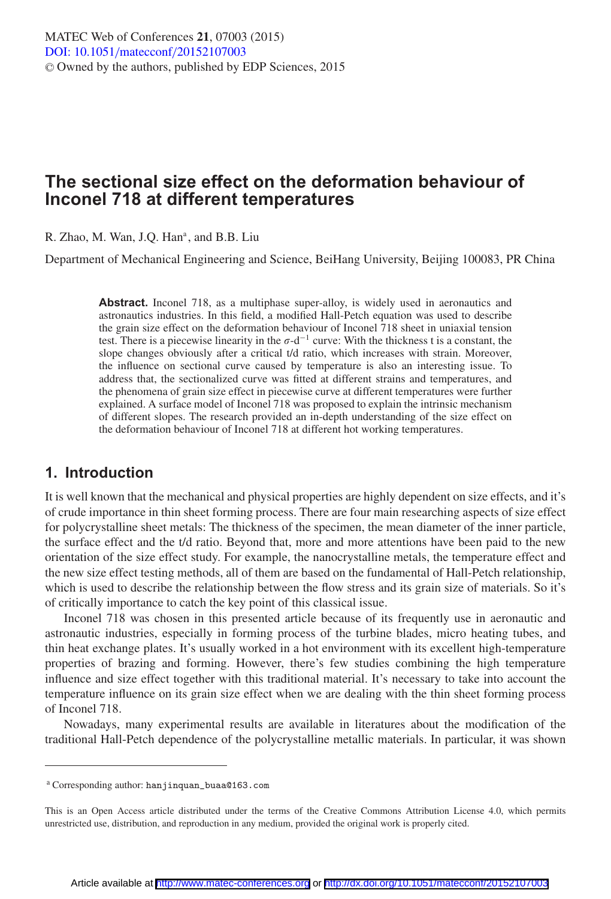# The sectional size effect on the deformation behaviour of Inconel 718 at different temperatures

R. Zhao, M. Wan, J.Q. Han[a], and B.B. Liu

Department of Mechanical Engineering and Science, BeiHang University, Beijing 100083, PR China

**Abstract.** Inconel 718, as a multiphase super-alloy, is widely used in aeronautics and astronautics industries. In this field, a modified Hall-Petch equation was used to describe the grain size effect on the deformation behaviour of Inconel 718 sheet in uniaxial tension test. There is a piecewise linearity in the $\sigma$-$d^{-1}$ curve: With the thickness t is a constant, the slope changes obviously after a critical t/d ratio, which increases with strain. Moreover, the influence on sectional curve caused by temperature is also an interesting issue. To address that, the sectionalized curve was fitted at different strains and temperatures, and the phenomena of grain size effect in piecewise curve at different temperatures were further explained. A surface model of Inconel 718 was proposed to explain the intrinsic mechanism of different slopes. The research provided an in-depth understanding of the size effect on the deformation behaviour of Inconel 718 at different hot working temperatures.

## 1. Introduction

It is well known that the mechanical and physical properties are highly dependent on size effects, and it's of crude importance in thin sheet forming process. There are four main researching aspects of size effect for polycrystalline sheet metals: The thickness of the specimen, the mean diameter of the inner particle, the surface effect and the t/d ratio. Beyond that, more and more attentions have been paid to the new orientation of the size effect study. For example, the nanocrystalline metals, the temperature effect and the new size effect testing methods, all of them are based on the fundamental of Hall-Petch relationship, which is used to describe the relationship between the flow stress and its grain size of materials. So it's of critically importance to catch the key point of this classical issue.

Inconel 718 was chosen in this presented article because of its frequently use in aeronautic and astronautic industries, especially in forming process of the turbine blades, micro heating tubes, and thin heat exchange plates. It's usually worked in a hot environment with its excellent high-temperature properties of brazing and forming. However, there's few studies combining the high temperature influence and size effect together with this traditional material. It's necessary to take into account the temperature influence on its grain size effect when we are dealing with the thin sheet forming process of Inconel 718.

Nowadays, many experimental results are available in literatures about the modification of the traditional Hall-Petch dependence of the polycrystalline metallic materials. In particular, it was shown

[a] Corresponding author: hanjinquan_buaa@163.com

This is an Open Access article distributed under the terms of the Creative Commons Attribution License 4.0, which permits unrestricted use, distribution, and reproduction in any medium, provided the original work is properly cited.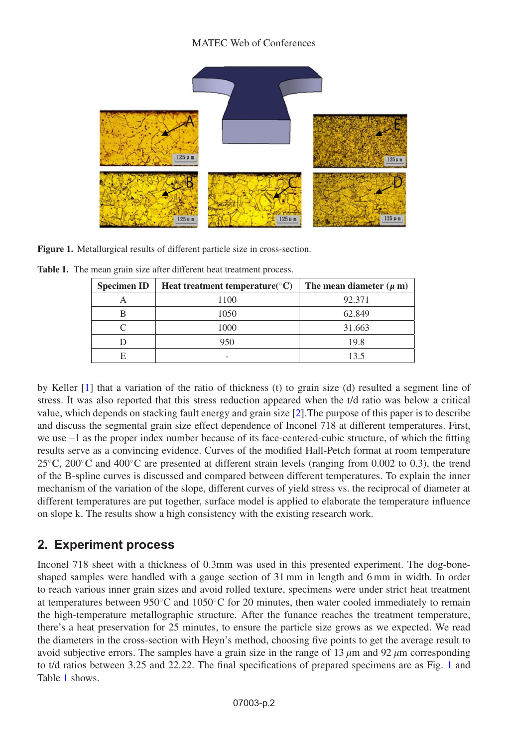**Figure 1.** Metallurgical results of different particle size in cross-section.

**Table 1.** The mean grain size after different heat treatment process.

| Specimen ID | Heat treatment temperature(°C) | The mean diameter ($\mu$ m) |
|---|---|---|
| A | 1100 | 92.371 |
| B | 1050 | 62.849 |
| C | 1000 | 31.663 |
| D | 950 | 19.8 |
| E | - | 13.5 |

by Keller [1] that a variation of the ratio of thickness (t) to grain size (d) resulted a segment line of stress. It was also reported that this stress reduction appeared when the t/d ratio was below a critical value, which depends on stacking fault energy and grain size [2].The purpose of this paper is to describe and discuss the segmental grain size effect dependence of Inconel 718 at different temperatures. First, we use –1 as the proper index number because of its face-centered-cubic structure, of which the fitting results serve as a convincing evidence. Curves of the modified Hall-Petch format at room temperature 25°C, 200°C and 400°C are presented at different strain levels (ranging from 0.002 to 0.3), the trend of the B-spline curves is discussed and compared between different temperatures. To explain the inner mechanism of the variation of the slope, different curves of yield stress vs. the reciprocal of diameter at different temperatures are put together, surface model is applied to elaborate the temperature influence on slope k. The results show a high consistency with the existing research work.

## 2. Experiment process

Inconel 718 sheet with a thickness of 0.3mm was used in this presented experiment. The dog-bone-shaped samples were handled with a gauge section of 31 mm in length and 6 mm in width. In order to reach various inner grain sizes and avoid rolled texture, specimens were under strict heat treatment at temperatures between 950°C and 1050°C for 20 minutes, then water cooled immediately to remain the high-temperature metallographic structure. After the funance reaches the treatment temperature, there's a heat preservation for 25 minutes, to ensure the particle size grows as we expected. We read the diameters in the cross-section with Heyn's method, choosing five points to get the average result to avoid subjective errors. The samples have a grain size in the range of 13 $\mu$m and 92 $\mu$m corresponding to t/d ratios between 3.25 and 22.22. The final specifications of prepared specimens are as Fig. 1 and Table 1 shows.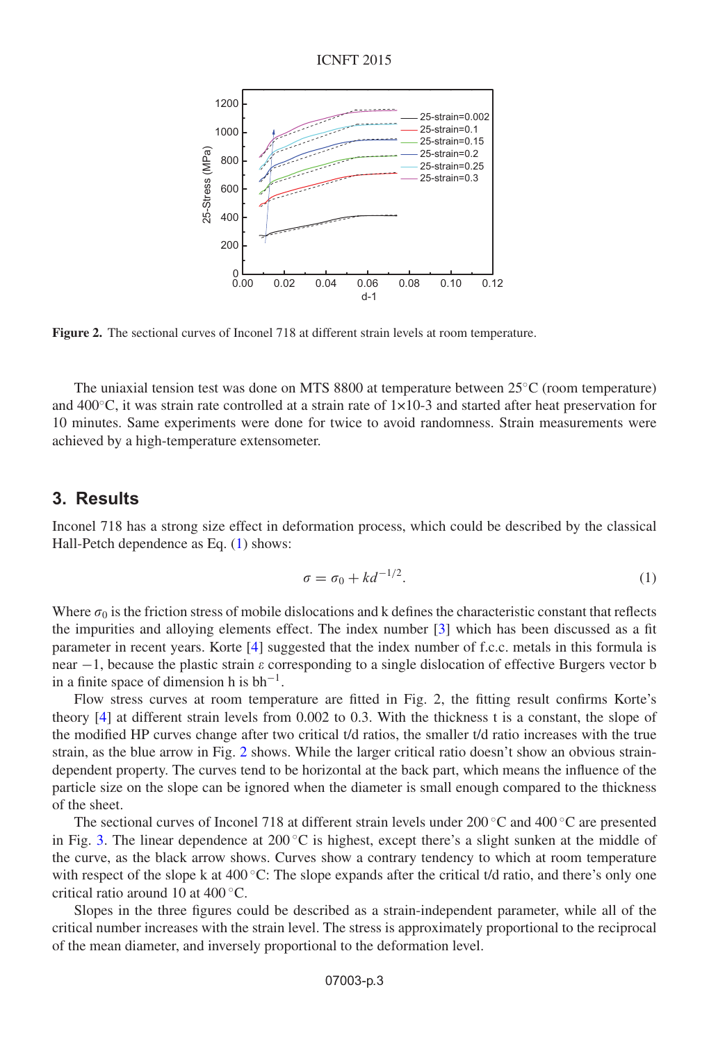**Figure 2.** The sectional curves of Inconel 718 at different strain levels at room temperature.

The uniaxial tension test was done on MTS 8800 at temperature between 25°C (room temperature) and 400°C, it was strain rate controlled at a strain rate of 1×10-3 and started after heat preservation for 10 minutes. Same experiments were done for twice to avoid randomness. Strain measurements were achieved by a high-temperature extensometer.

## 3. Results

Inconel 718 has a strong size effect in deformation process, which could be described by the classical Hall-Petch dependence as Eq. (1) shows:

$$\sigma = \sigma_0 + kd^{-1/2}. \tag{1}$$

Where $\sigma_0$ is the friction stress of mobile dislocations and k defines the characteristic constant that reflects the impurities and alloying elements effect. The index number [3] which has been discussed as a fit parameter in recent years. Korte [4] suggested that the index number of f.c.c. metals in this formula is near −1, because the plastic strain $\varepsilon$ corresponding to a single dislocation of effective Burgers vector b in a finite space of dimension h is $bh^{-1}$.

Flow stress curves at room temperature are fitted in Fig. 2, the fitting result confirms Korte's theory [4] at different strain levels from 0.002 to 0.3. With the thickness t is a constant, the slope of the modified HP curves change after two critical t/d ratios, the smaller t/d ratio increases with the true strain, as the blue arrow in Fig. 2 shows. While the larger critical ratio doesn't show an obvious strain-dependent property. The curves tend to be horizontal at the back part, which means the influence of the particle size on the slope can be ignored when the diameter is small enough compared to the thickness of the sheet.

The sectional curves of Inconel 718 at different strain levels under 200 °C and 400 °C are presented in Fig. 3. The linear dependence at 200 °C is highest, except there's a slight sunken at the middle of the curve, as the black arrow shows. Curves show a contrary tendency to which at room temperature with respect of the slope k at 400 °C: The slope expands after the critical t/d ratio, and there's only one critical ratio around 10 at 400 °C.

Slopes in the three figures could be described as a strain-independent parameter, while all of the critical number increases with the strain level. The stress is approximately proportional to the reciprocal of the mean diameter, and inversely proportional to the deformation level.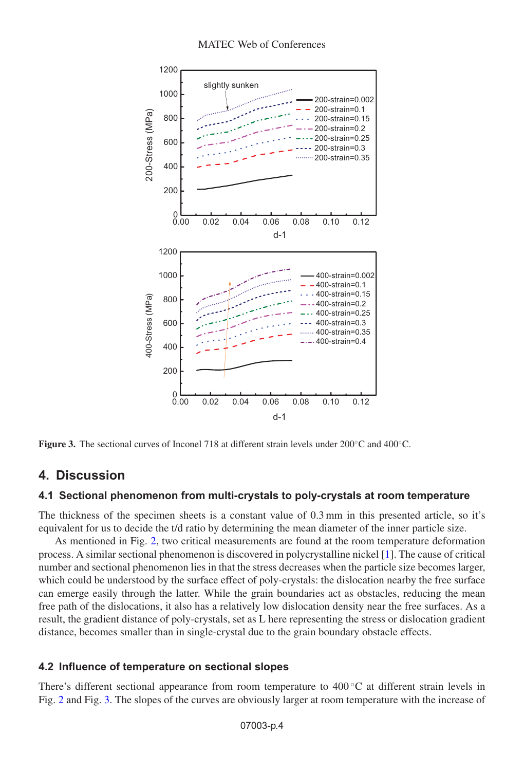**Figure 3.** The sectional curves of Inconel 718 at different strain levels under 200°C and 400°C.

## 4. Discussion

### 4.1 Sectional phenomenon from multi-crystals to poly-crystals at room temperature

The thickness of the specimen sheets is a constant value of 0.3 mm in this presented article, so it's equivalent for us to decide the t/d ratio by determining the mean diameter of the inner particle size.

As mentioned in Fig. 2, two critical measurements are found at the room temperature deformation process. A similar sectional phenomenon is discovered in polycrystalline nickel [1]. The cause of critical number and sectional phenomenon lies in that the stress decreases when the particle size becomes larger, which could be understood by the surface effect of poly-crystals: the dislocation nearby the free surface can emerge easily through the latter. While the grain boundaries act as obstacles, reducing the mean free path of the dislocations, it also has a relatively low dislocation density near the free surfaces. As a result, the gradient distance of poly-crystals, set as L here representing the stress or dislocation gradient distance, becomes smaller than in single-crystal due to the grain boundary obstacle effects.

### 4.2 Influence of temperature on sectional slopes

There's different sectional appearance from room temperature to 400 °C at different strain levels in Fig. 2 and Fig. 3. The slopes of the curves are obviously larger at room temperature with the increase of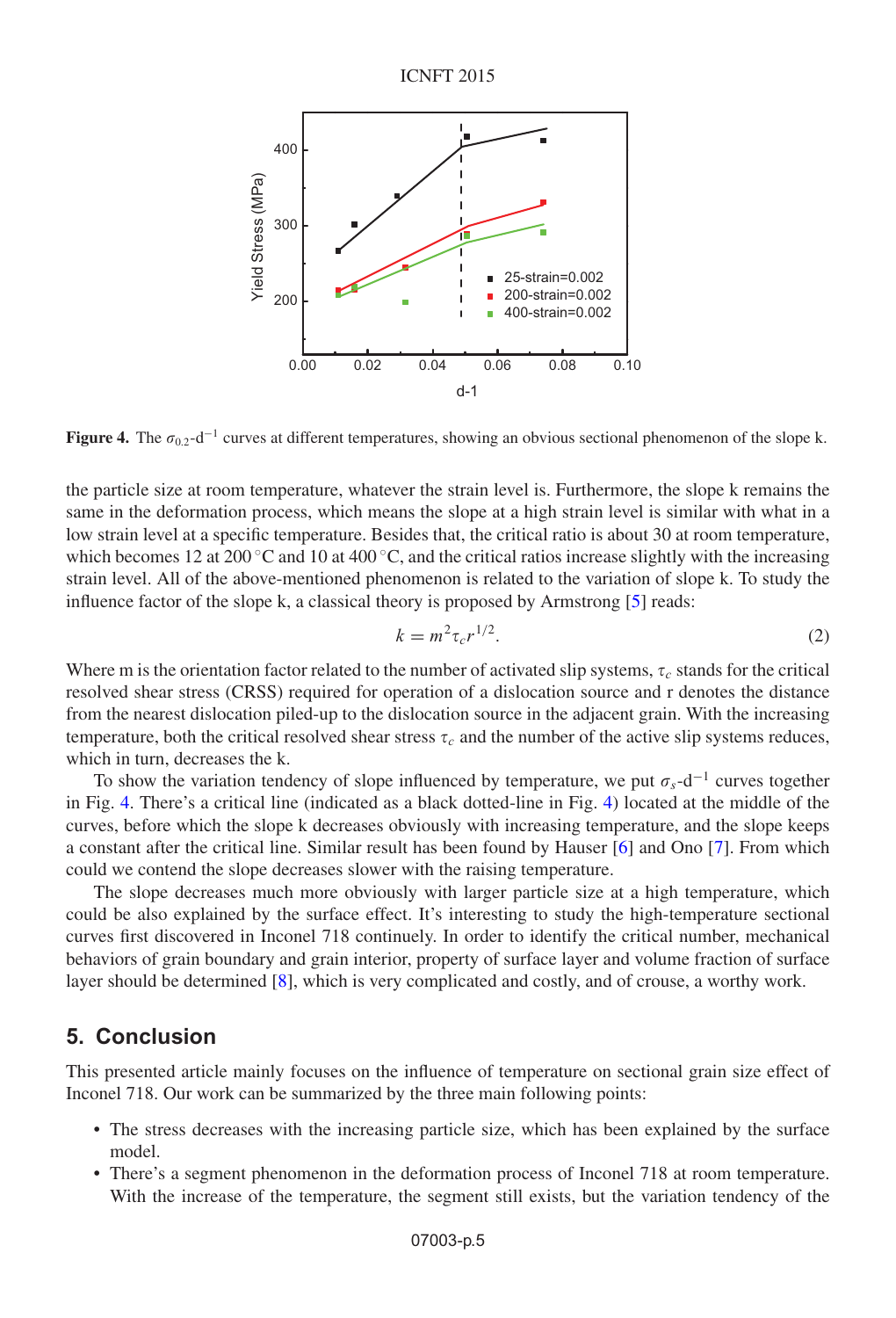**Figure 4.** The $\sigma_{0.2}$-$\mathrm{d}^{-1}$ curves at different temperatures, showing an obvious sectional phenomenon of the slope k.

the particle size at room temperature, whatever the strain level is. Furthermore, the slope k remains the same in the deformation process, which means the slope at a high strain level is similar with what in a low strain level at a specific temperature. Besides that, the critical ratio is about 30 at room temperature, which becomes 12 at 200 °C and 10 at 400 °C, and the critical ratios increase slightly with the increasing strain level. All of the above-mentioned phenomenon is related to the variation of slope k. To study the influence factor of the slope k, a classical theory is proposed by Armstrong [5] reads:

$$k = m^2 \tau_c r^{1/2}. \tag{2}$$

Where m is the orientation factor related to the number of activated slip systems, $\tau_c$ stands for the critical resolved shear stress (CRSS) required for operation of a dislocation source and r denotes the distance from the nearest dislocation piled-up to the dislocation source in the adjacent grain. With the increasing temperature, both the critical resolved shear stress $\tau_c$ and the number of the active slip systems reduces, which in turn, decreases the k.

To show the variation tendency of slope influenced by temperature, we put $\sigma_s$-$\mathrm{d}^{-1}$ curves together in Fig. 4. There's a critical line (indicated as a black dotted-line in Fig. 4) located at the middle of the curves, before which the slope k decreases obviously with increasing temperature, and the slope keeps a constant after the critical line. Similar result has been found by Hauser [6] and Ono [7]. From which could we contend the slope decreases slower with the raising temperature.

The slope decreases much more obviously with larger particle size at a high temperature, which could be also explained by the surface effect. It's interesting to study the high-temperature sectional curves first discovered in Inconel 718 continuely. In order to identify the critical number, mechanical behaviors of grain boundary and grain interior, property of surface layer and volume fraction of surface layer should be determined [8], which is very complicated and costly, and of crouse, a worthy work.

## 5. Conclusion

This presented article mainly focuses on the influence of temperature on sectional grain size effect of Inconel 718. Our work can be summarized by the three main following points:

- The stress decreases with the increasing particle size, which has been explained by the surface model.
- There's a segment phenomenon in the deformation process of Inconel 718 at room temperature. With the increase of the temperature, the segment still exists, but the variation tendency of the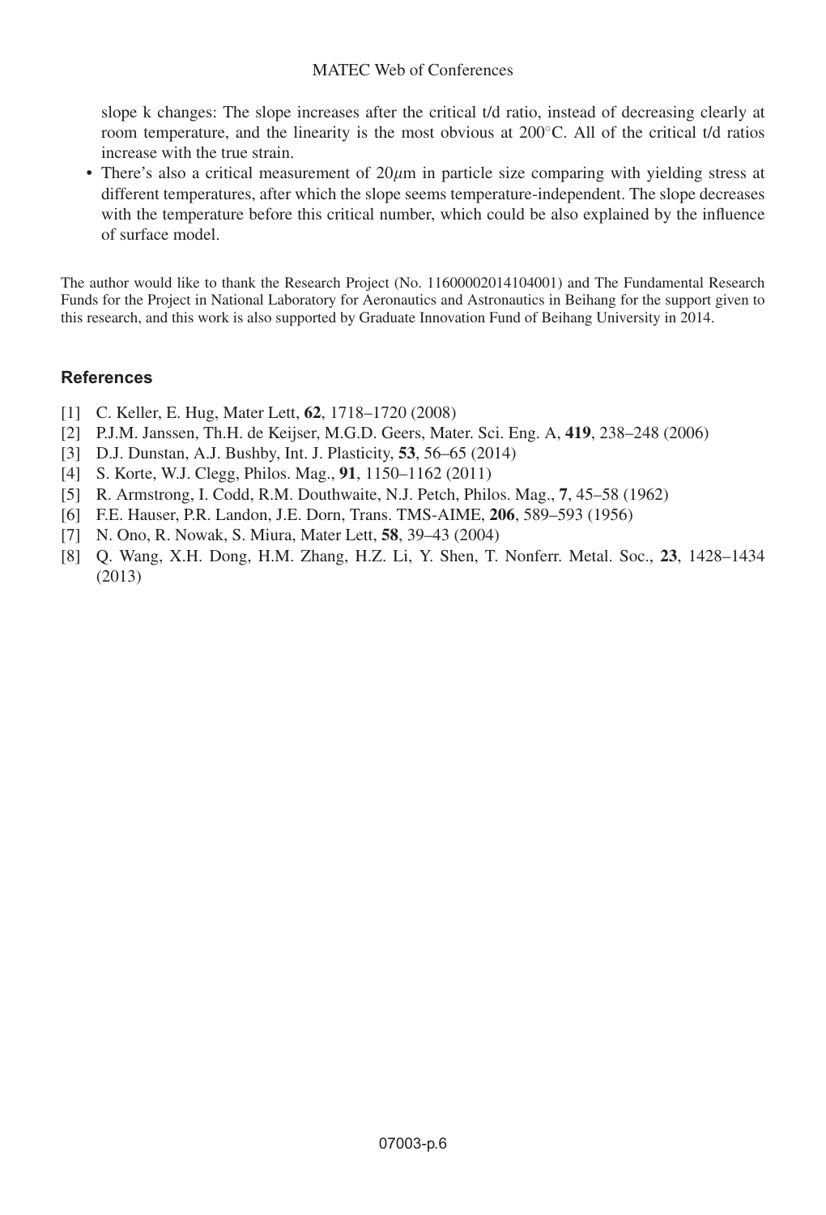slope k changes: The slope increases after the critical t/d ratio, instead of decreasing clearly at room temperature, and the linearity is the most obvious at 200°C. All of the critical t/d ratios increase with the true strain.

- There's also a critical measurement of 20$\mu$m in particle size comparing with yielding stress at different temperatures, after which the slope seems temperature-independent. The slope decreases with the temperature before this critical number, which could be also explained by the influence of surface model.

The author would like to thank the Research Project (No. 11600002014104001) and The Fundamental Research Funds for the Project in National Laboratory for Aeronautics and Astronautics in Beihang for the support given to this research, and this work is also supported by Graduate Innovation Fund of Beihang University in 2014.

## References

[1] C. Keller, E. Hug, Mater Lett, **62**, 1718–1720 (2008)

[2] P.J.M. Janssen, Th.H. de Keijser, M.G.D. Geers, Mater. Sci. Eng. A, **419**, 238–248 (2006)

[3] D.J. Dunstan, A.J. Bushby, Int. J. Plasticity, **53**, 56–65 (2014)

[4] S. Korte, W.J. Clegg, Philos. Mag., **91**, 1150–1162 (2011)

[5] R. Armstrong, I. Codd, R.M. Douthwaite, N.J. Petch, Philos. Mag., **7**, 45–58 (1962)

[6] F.E. Hauser, P.R. Landon, J.E. Dorn, Trans. TMS-AIME, **206**, 589–593 (1956)

[7] N. Ono, R. Nowak, S. Miura, Mater Lett, **58**, 39–43 (2004)

[8] Q. Wang, X.H. Dong, H.M. Zhang, H.Z. Li, Y. Shen, T. Nonferr. Metal. Soc., **23**, 1428–1434 (2013)